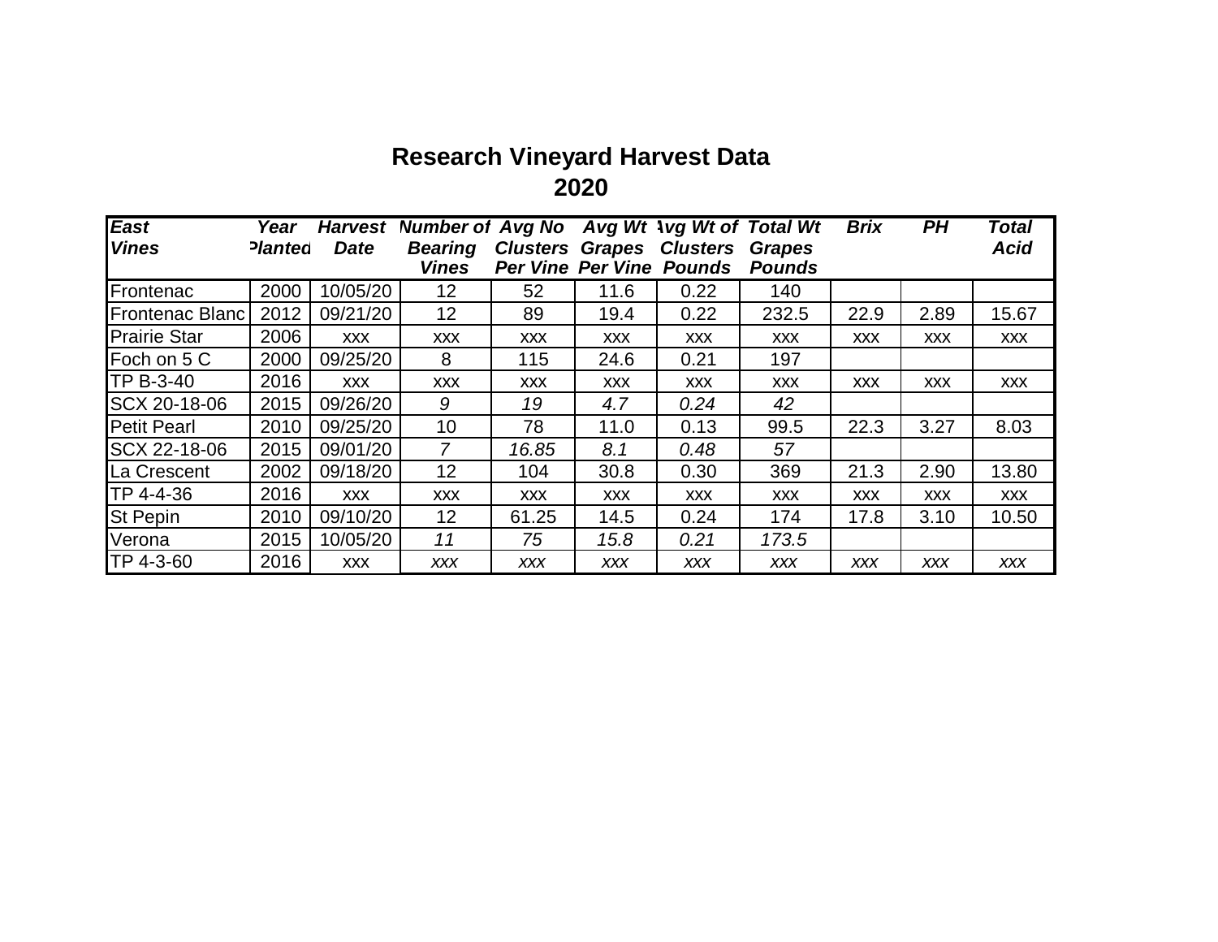# Research Vineyard Harvest Data

## 2020

| *East Vines* | *Year Planted* | *Harvest Date* | *Number of Bearing Vines* | *Avg No Clusters Per Vine* | *Avg Wt Grapes Per Vine* | *Avg Wt of Clusters Pounds* | *Total Wt Grapes Pounds* | *Brix* | *PH* | *Total Acid* |
|---|---|---|---|---|---|---|---|---|---|---|
| Frontenac | 2000 | 10/05/20 | 12 | 52 | 11.6 | 0.22 | 140 | | | |
| Frontenac Blanc | 2012 | 09/21/20 | 12 | 89 | 19.4 | 0.22 | 232.5 | 22.9 | 2.89 | 15.67 |
| Prairie Star | 2006 | xxx | xxx | xxx | xxx | xxx | xxx | xxx | xxx | xxx |
| Foch on 5 C | 2000 | 09/25/20 | 8 | 115 | 24.6 | 0.21 | 197 | | | |
| TP B-3-40 | 2016 | xxx | xxx | xxx | xxx | xxx | xxx | xxx | xxx | xxx |
| SCX 20-18-06 | 2015 | 09/26/20 | *9* | *19* | *4.7* | *0.24* | *42* | | | |
| Petit Pearl | 2010 | 09/25/20 | 10 | 78 | 11.0 | 0.13 | 99.5 | 22.3 | 3.27 | 8.03 |
| SCX 22-18-06 | 2015 | 09/01/20 | *7* | *16.85* | *8.1* | *0.48* | *57* | | | |
| La Crescent | 2002 | 09/18/20 | 12 | 104 | 30.8 | 0.30 | 369 | 21.3 | 2.90 | 13.80 |
| TP 4-4-36 | 2016 | xxx | xxx | xxx | xxx | xxx | xxx | xxx | xxx | xxx |
| St Pepin | 2010 | 09/10/20 | 12 | 61.25 | 14.5 | 0.24 | 174 | 17.8 | 3.10 | 10.50 |
| Verona | 2015 | 10/05/20 | *11* | *75* | *15.8* | *0.21* | *173.5* | | | |
| TP 4-3-60 | 2016 | xxx | *xxx* | *xxx* | *xxx* | *xxx* | *xxx* | *xxx* | *xxx* | *xxx* |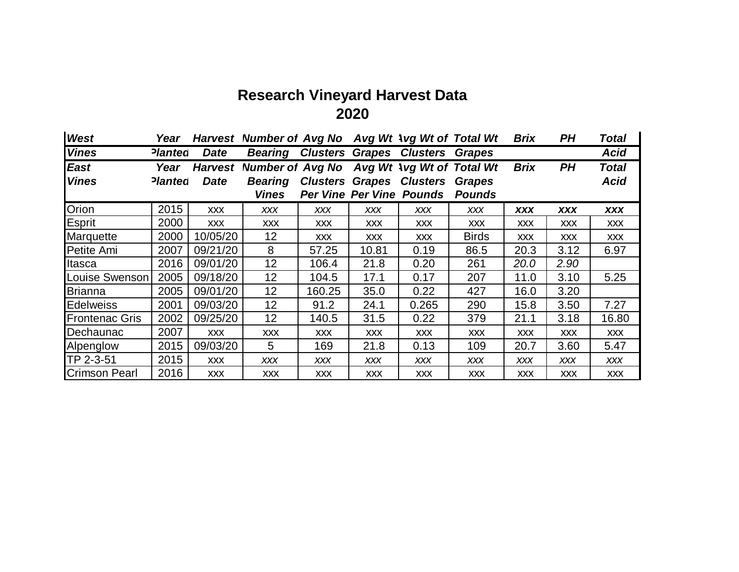# Research Vineyard Harvest Data
## 2020

| *West Vines* | *Year Planted* | *Harvest Date* | *Number of Bearing* | *Avg No Clusters* | *Avg Wt Grapes* | *Avg Wt of Clusters* | *Total Wt Grapes* | *Brix* | *PH* | *Total Acid* |
|---|---|---|---|---|---|---|---|---|---|---|
| ***East Vines*** | ***Year Planted*** | ***Harvest Date*** | ***Number of Bearing Vines*** | ***Avg No Clusters Per Vine*** | ***Avg Wt Grapes Per Vine*** | ***Avg Wt of Clusters Pounds*** | ***Total Wt Grapes Pounds*** | ***Brix*** | ***PH*** | ***Total Acid*** |
| Orion | 2015 | xxx | *xxx* | *xxx* | *xxx* | *xxx* | *xxx* | ***xxx*** | ***xxx*** | ***xxx*** |
| Esprit | 2000 | xxx | xxx | xxx | xxx | xxx | xxx | xxx | xxx | xxx |
| Marquette | 2000 | 10/05/20 | 12 | xxx | xxx | xxx | Birds | xxx | xxx | xxx |
| Petite Ami | 2007 | 09/21/20 | 8 | 57.25 | 10.81 | 0.19 | 86.5 | 20.3 | 3.12 | 6.97 |
| Itasca | 2016 | 09/01/20 | 12 | 106.4 | 21.8 | 0.20 | 261 | *20.0* | *2.90* | |
| Louise Swenson | 2005 | 09/18/20 | 12 | 104.5 | 17.1 | 0.17 | 207 | 11.0 | 3.10 | 5.25 |
| Brianna | 2005 | 09/01/20 | 12 | 160.25 | 35.0 | 0.22 | 427 | 16.0 | 3.20 | |
| Edelweiss | 2001 | 09/03/20 | 12 | 91.2 | 24.1 | 0.265 | 290 | 15.8 | 3.50 | 7.27 |
| Frontenac Gris | 2002 | 09/25/20 | 12 | 140.5 | 31.5 | 0.22 | 379 | 21.1 | 3.18 | 16.80 |
| Dechaunac | 2007 | xxx | xxx | xxx | xxx | xxx | xxx | xxx | xxx | xxx |
| Alpenglow | 2015 | 09/03/20 | 5 | 169 | 21.8 | 0.13 | 109 | 20.7 | 3.60 | 5.47 |
| TP 2-3-51 | 2015 | xxx | *xxx* | *xxx* | *xxx* | *xxx* | *xxx* | *xxx* | *xxx* | *xxx* |
| Crimson Pearl | 2016 | xxx | xxx | xxx | xxx | xxx | xxx | xxx | xxx | xxx |